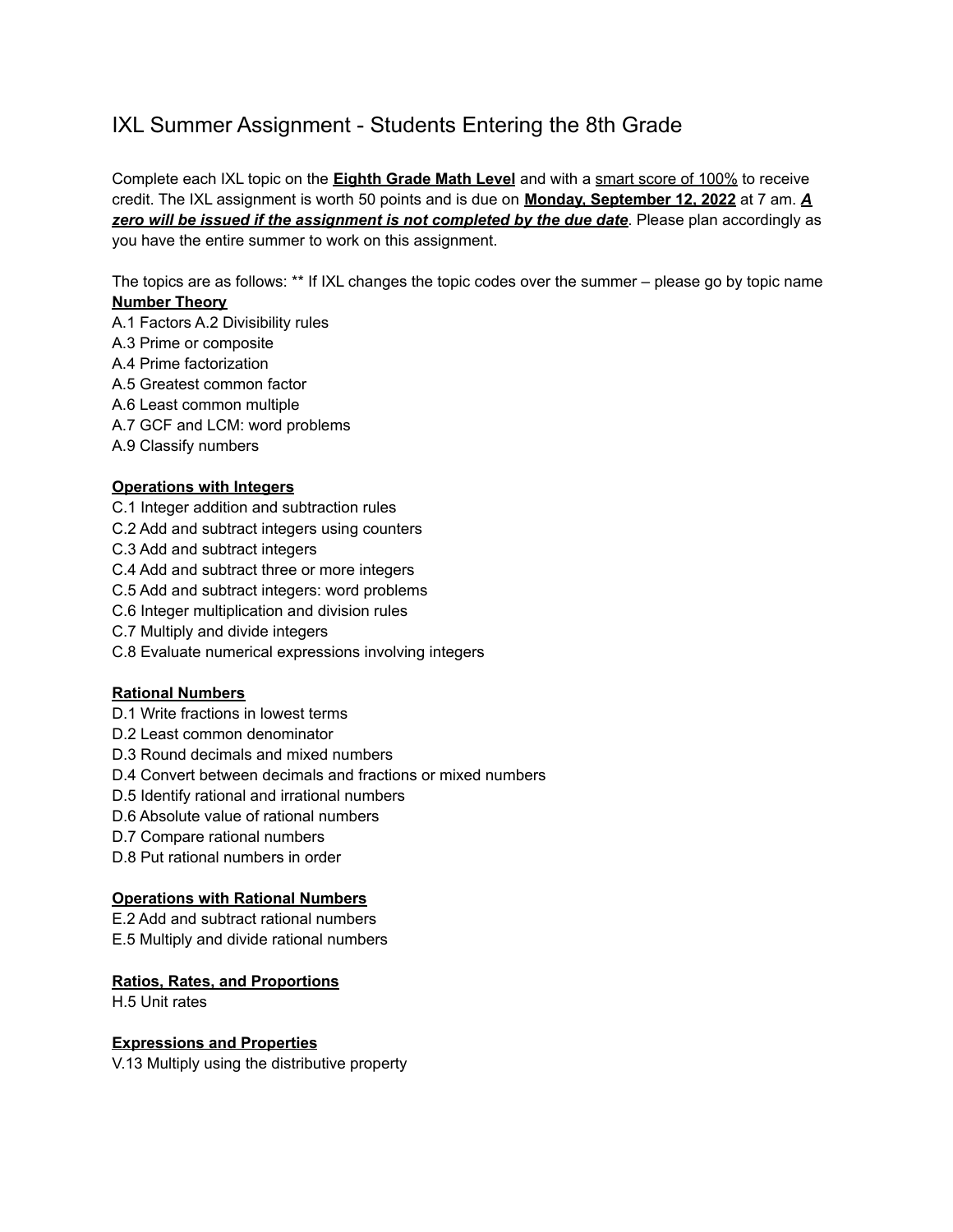# IXL Summer Assignment - Students Entering the 8th Grade

Complete each IXL topic on the **<u>Eighth Grade Math Level</u>** and with a <u>smart score of 100%</u> to receive credit. The IXL assignment is worth 50 points and is due on **<u>Monday, September 12, 2022</u>** at 7 am. ***<u>A zero will be issued if the assignment is not completed by the due date</u>***. Please plan accordingly as you have the entire summer to work on this assignment.

The topics are as follows: ** If IXL changes the topic codes over the summer – please go by topic name

**<u>Number Theory</u>**

A.1 Factors A.2 Divisibility rules
A.3 Prime or composite
A.4 Prime factorization
A.5 Greatest common factor
A.6 Least common multiple
A.7 GCF and LCM: word problems
A.9 Classify numbers

**<u>Operations with Integers</u>**

C.1 Integer addition and subtraction rules
C.2 Add and subtract integers using counters
C.3 Add and subtract integers
C.4 Add and subtract three or more integers
C.5 Add and subtract integers: word problems
C.6 Integer multiplication and division rules
C.7 Multiply and divide integers
C.8 Evaluate numerical expressions involving integers

**<u>Rational Numbers</u>**

D.1 Write fractions in lowest terms
D.2 Least common denominator
D.3 Round decimals and mixed numbers
D.4 Convert between decimals and fractions or mixed numbers
D.5 Identify rational and irrational numbers
D.6 Absolute value of rational numbers
D.7 Compare rational numbers
D.8 Put rational numbers in order

**<u>Operations with Rational Numbers</u>**

E.2 Add and subtract rational numbers
E.5 Multiply and divide rational numbers

**<u>Ratios, Rates, and Proportions</u>**

H.5 Unit rates

**<u>Expressions and Properties</u>**

V.13 Multiply using the distributive property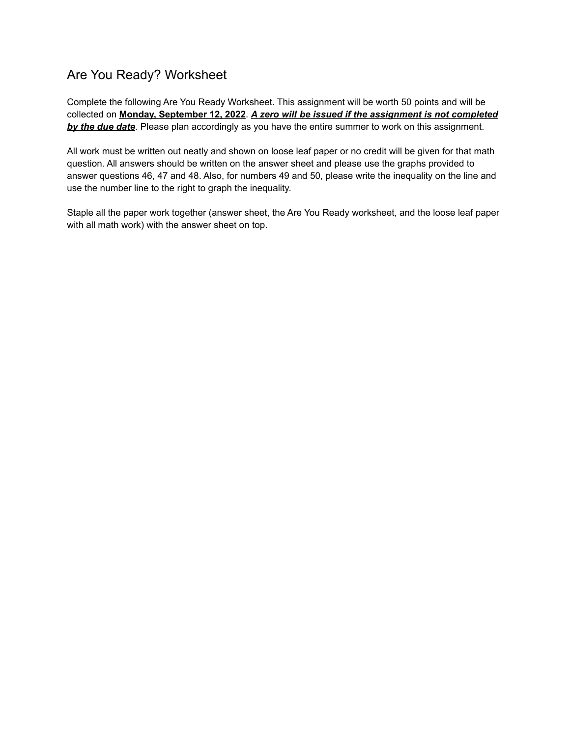# Are You Ready? Worksheet

Complete the following Are You Ready Worksheet. This assignment will be worth 50 points and will be collected on **Monday, September 12, 2022**. ***A zero will be issued if the assignment is not completed by the due date***. Please plan accordingly as you have the entire summer to work on this assignment.

All work must be written out neatly and shown on loose leaf paper or no credit will be given for that math question. All answers should be written on the answer sheet and please use the graphs provided to answer questions 46, 47 and 48. Also, for numbers 49 and 50, please write the inequality on the line and use the number line to the right to graph the inequality.

Staple all the paper work together (answer sheet, the Are You Ready worksheet, and the loose leaf paper with all math work) with the answer sheet on top.